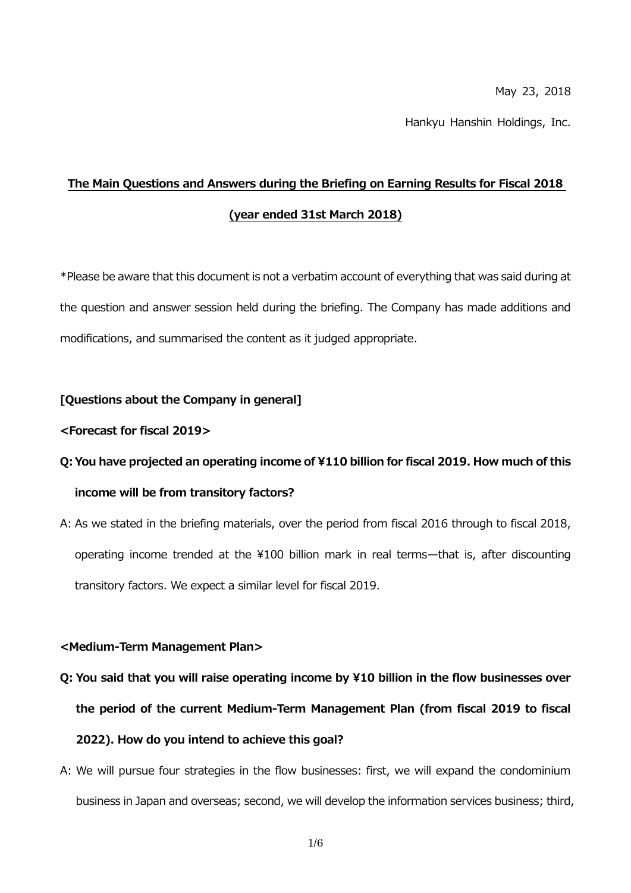May 23, 2018

Hankyu Hanshin Holdings, Inc.

## The Main Questions and Answers during the Briefing on Earning Results for Fiscal 2018 (year ended 31st March 2018)

*Please be aware that this document is not a verbatim account of everything that was said during at the question and answer session held during the briefing. The Company has made additions and modifications, and summarised the content as it judged appropriate.

### [Questions about the Company in general]

#### <Forecast for fiscal 2019>

**Q: You have projected an operating income of ¥110 billion for fiscal 2019. How much of this income will be from transitory factors?**

A: As we stated in the briefing materials, over the period from fiscal 2016 through to fiscal 2018, operating income trended at the ¥100 billion mark in real terms—that is, after discounting transitory factors. We expect a similar level for fiscal 2019.

#### <Medium-Term Management Plan>

**Q: You said that you will raise operating income by ¥10 billion in the flow businesses over the period of the current Medium-Term Management Plan (from fiscal 2019 to fiscal 2022). How do you intend to achieve this goal?**

A: We will pursue four strategies in the flow businesses: first, we will expand the condominium business in Japan and overseas; second, we will develop the information services business; third,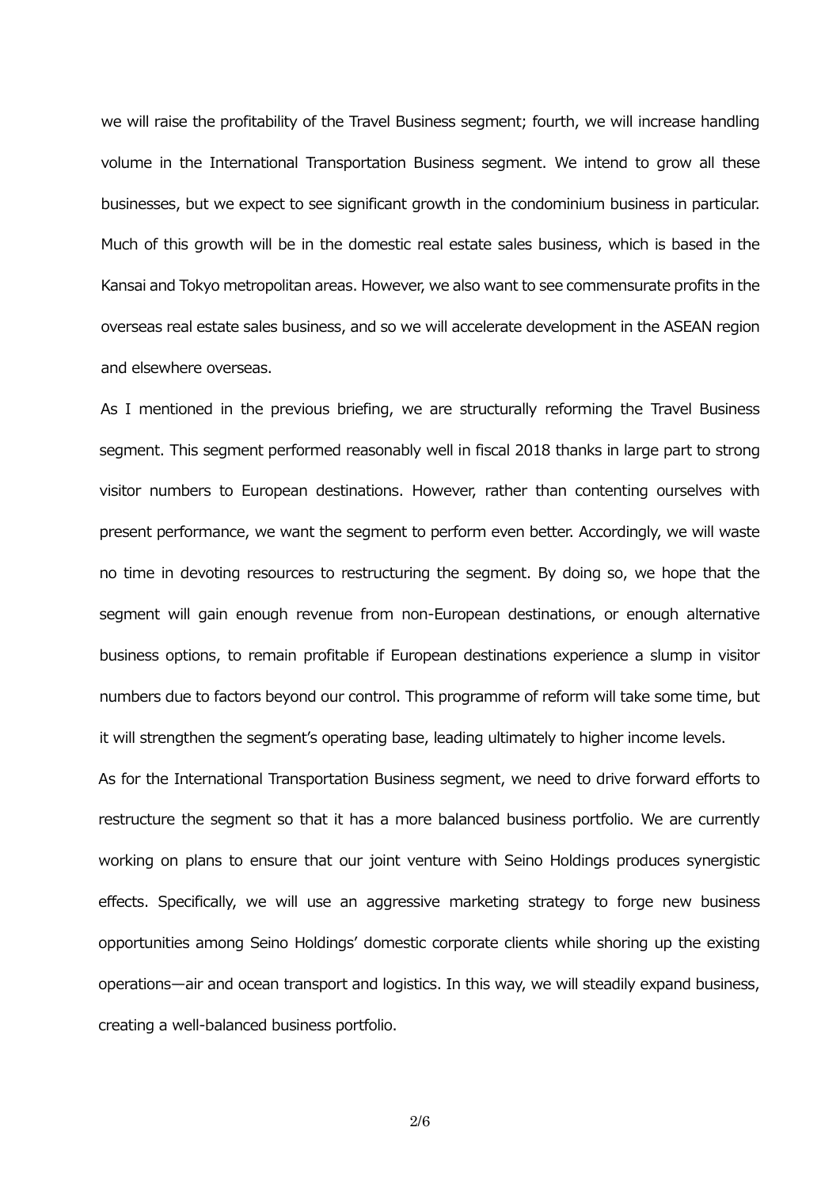we will raise the profitability of the Travel Business segment; fourth, we will increase handling volume in the International Transportation Business segment. We intend to grow all these businesses, but we expect to see significant growth in the condominium business in particular. Much of this growth will be in the domestic real estate sales business, which is based in the Kansai and Tokyo metropolitan areas. However, we also want to see commensurate profits in the overseas real estate sales business, and so we will accelerate development in the ASEAN region and elsewhere overseas.

As I mentioned in the previous briefing, we are structurally reforming the Travel Business segment. This segment performed reasonably well in fiscal 2018 thanks in large part to strong visitor numbers to European destinations. However, rather than contenting ourselves with present performance, we want the segment to perform even better. Accordingly, we will waste no time in devoting resources to restructuring the segment. By doing so, we hope that the segment will gain enough revenue from non-European destinations, or enough alternative business options, to remain profitable if European destinations experience a slump in visitor numbers due to factors beyond our control. This programme of reform will take some time, but it will strengthen the segment's operating base, leading ultimately to higher income levels.

As for the International Transportation Business segment, we need to drive forward efforts to restructure the segment so that it has a more balanced business portfolio. We are currently working on plans to ensure that our joint venture with Seino Holdings produces synergistic effects. Specifically, we will use an aggressive marketing strategy to forge new business opportunities among Seino Holdings' domestic corporate clients while shoring up the existing operations—air and ocean transport and logistics. In this way, we will steadily expand business, creating a well-balanced business portfolio.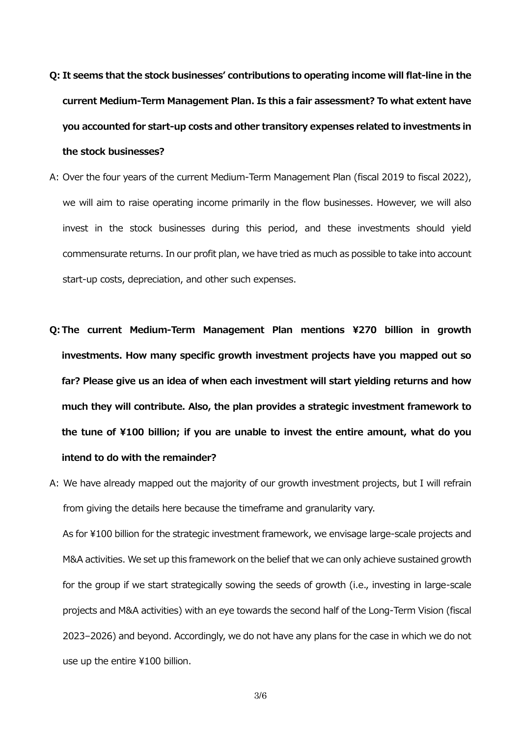**Q: It seems that the stock businesses' contributions to operating income will flat-line in the current Medium-Term Management Plan. Is this a fair assessment? To what extent have you accounted for start-up costs and other transitory expenses related to investments in the stock businesses?**

A: Over the four years of the current Medium-Term Management Plan (fiscal 2019 to fiscal 2022), we will aim to raise operating income primarily in the flow businesses. However, we will also invest in the stock businesses during this period, and these investments should yield commensurate returns. In our profit plan, we have tried as much as possible to take into account start-up costs, depreciation, and other such expenses.

**Q: The current Medium-Term Management Plan mentions ¥270 billion in growth investments. How many specific growth investment projects have you mapped out so far? Please give us an idea of when each investment will start yielding returns and how much they will contribute. Also, the plan provides a strategic investment framework to the tune of ¥100 billion; if you are unable to invest the entire amount, what do you intend to do with the remainder?**

A: We have already mapped out the majority of our growth investment projects, but I will refrain from giving the details here because the timeframe and granularity vary.

As for ¥100 billion for the strategic investment framework, we envisage large-scale projects and M&A activities. We set up this framework on the belief that we can only achieve sustained growth for the group if we start strategically sowing the seeds of growth (i.e., investing in large-scale projects and M&A activities) with an eye towards the second half of the Long-Term Vision (fiscal 2023–2026) and beyond. Accordingly, we do not have any plans for the case in which we do not use up the entire ¥100 billion.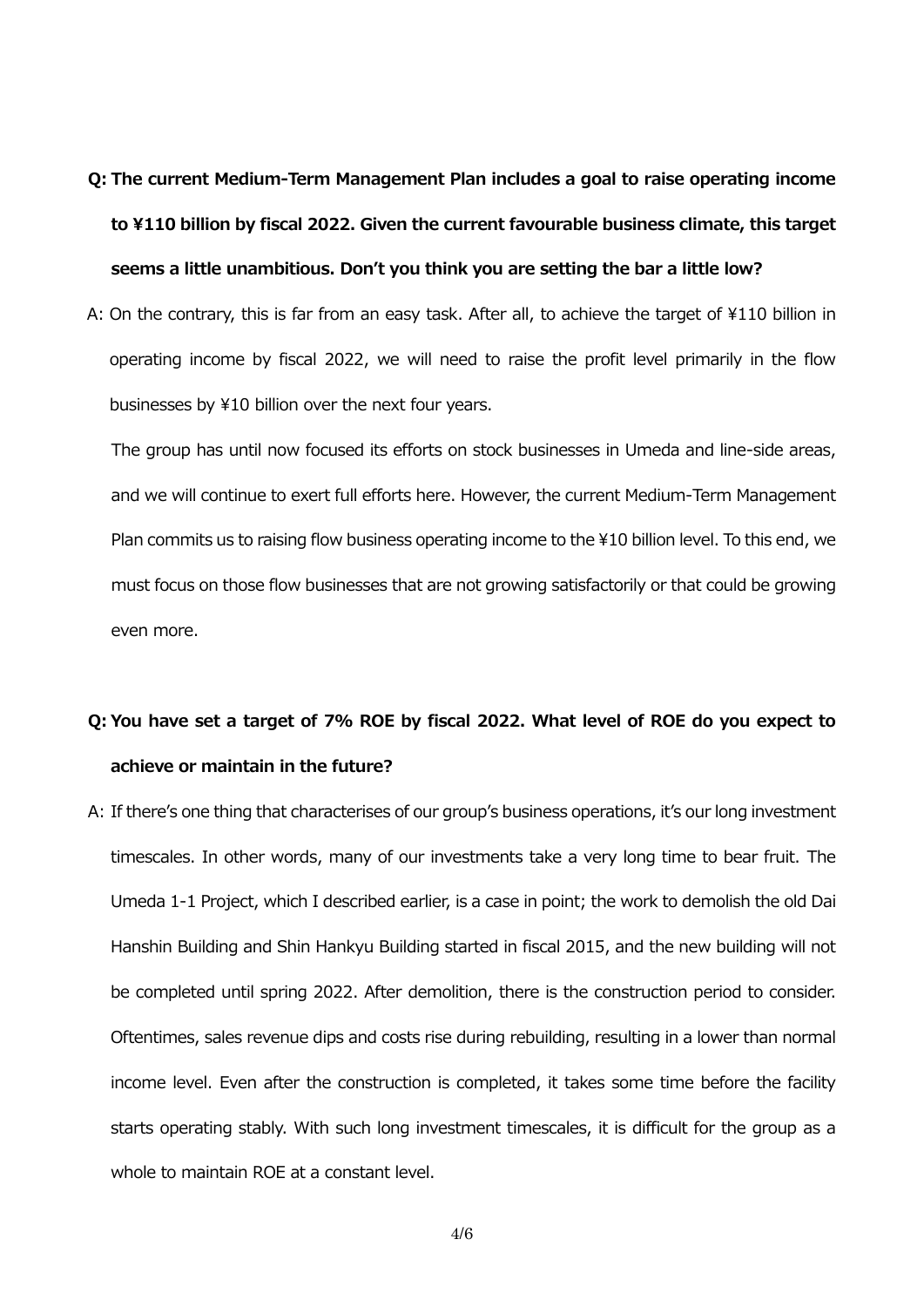**Q: The current Medium-Term Management Plan includes a goal to raise operating income to ¥110 billion by fiscal 2022. Given the current favourable business climate, this target seems a little unambitious. Don't you think you are setting the bar a little low?**

A: On the contrary, this is far from an easy task. After all, to achieve the target of ¥110 billion in operating income by fiscal 2022, we will need to raise the profit level primarily in the flow businesses by ¥10 billion over the next four years.

The group has until now focused its efforts on stock businesses in Umeda and line-side areas, and we will continue to exert full efforts here. However, the current Medium-Term Management Plan commits us to raising flow business operating income to the ¥10 billion level. To this end, we must focus on those flow businesses that are not growing satisfactorily or that could be growing even more.

**Q: You have set a target of 7% ROE by fiscal 2022. What level of ROE do you expect to achieve or maintain in the future?**

A: If there's one thing that characterises of our group's business operations, it's our long investment timescales. In other words, many of our investments take a very long time to bear fruit. The Umeda 1-1 Project, which I described earlier, is a case in point; the work to demolish the old Dai Hanshin Building and Shin Hankyu Building started in fiscal 2015, and the new building will not be completed until spring 2022. After demolition, there is the construction period to consider. Oftentimes, sales revenue dips and costs rise during rebuilding, resulting in a lower than normal income level. Even after the construction is completed, it takes some time before the facility starts operating stably. With such long investment timescales, it is difficult for the group as a whole to maintain ROE at a constant level.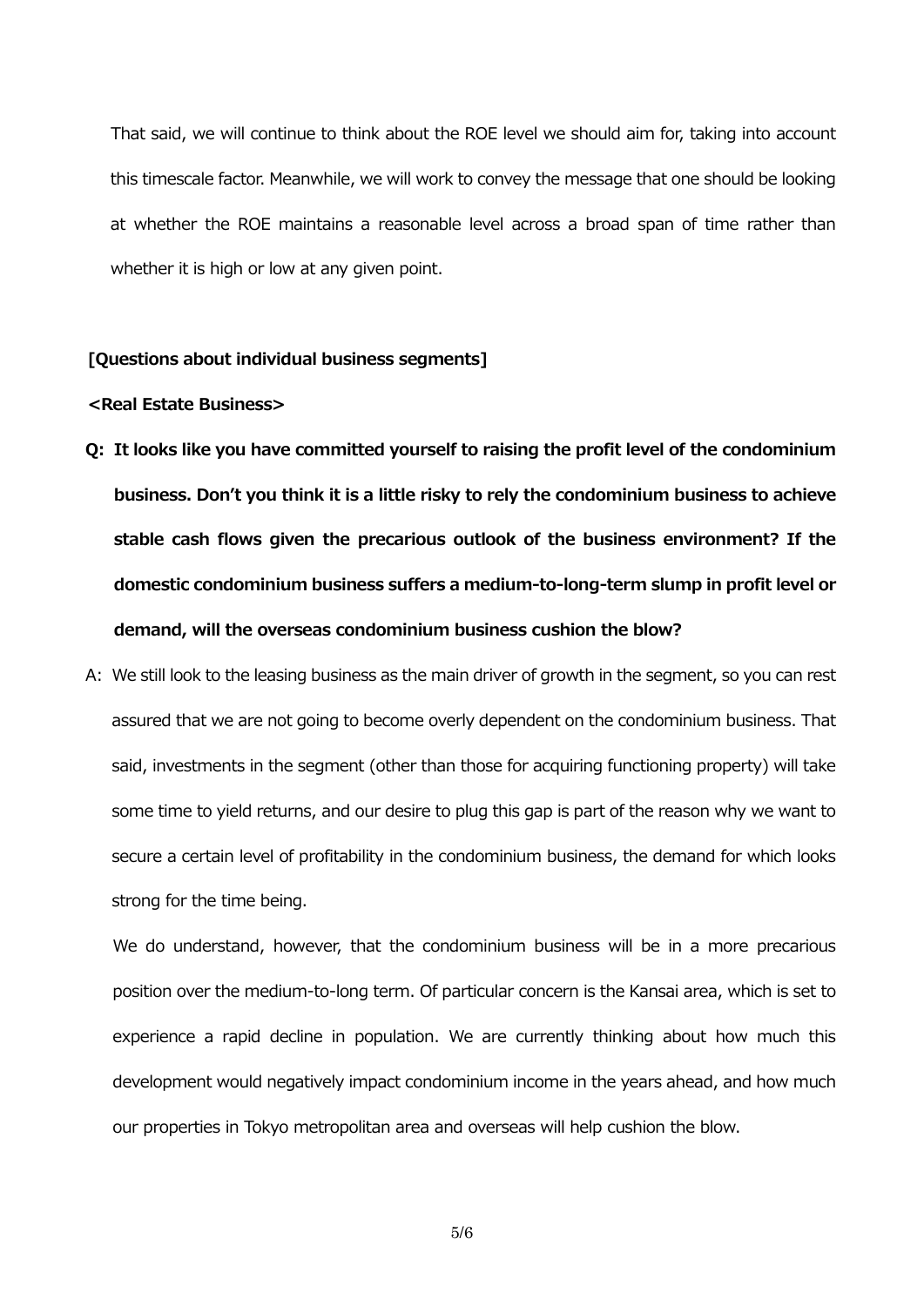That said, we will continue to think about the ROE level we should aim for, taking into account this timescale factor. Meanwhile, we will work to convey the message that one should be looking at whether the ROE maintains a reasonable level across a broad span of time rather than whether it is high or low at any given point.

**[Questions about individual business segments]**

**<Real Estate Business>**

**Q: It looks like you have committed yourself to raising the profit level of the condominium business. Don't you think it is a little risky to rely the condominium business to achieve stable cash flows given the precarious outlook of the business environment? If the domestic condominium business suffers a medium-to-long-term slump in profit level or demand, will the overseas condominium business cushion the blow?**

A: We still look to the leasing business as the main driver of growth in the segment, so you can rest assured that we are not going to become overly dependent on the condominium business. That said, investments in the segment (other than those for acquiring functioning property) will take some time to yield returns, and our desire to plug this gap is part of the reason why we want to secure a certain level of profitability in the condominium business, the demand for which looks strong for the time being.

We do understand, however, that the condominium business will be in a more precarious position over the medium-to-long term. Of particular concern is the Kansai area, which is set to experience a rapid decline in population. We are currently thinking about how much this development would negatively impact condominium income in the years ahead, and how much our properties in Tokyo metropolitan area and overseas will help cushion the blow.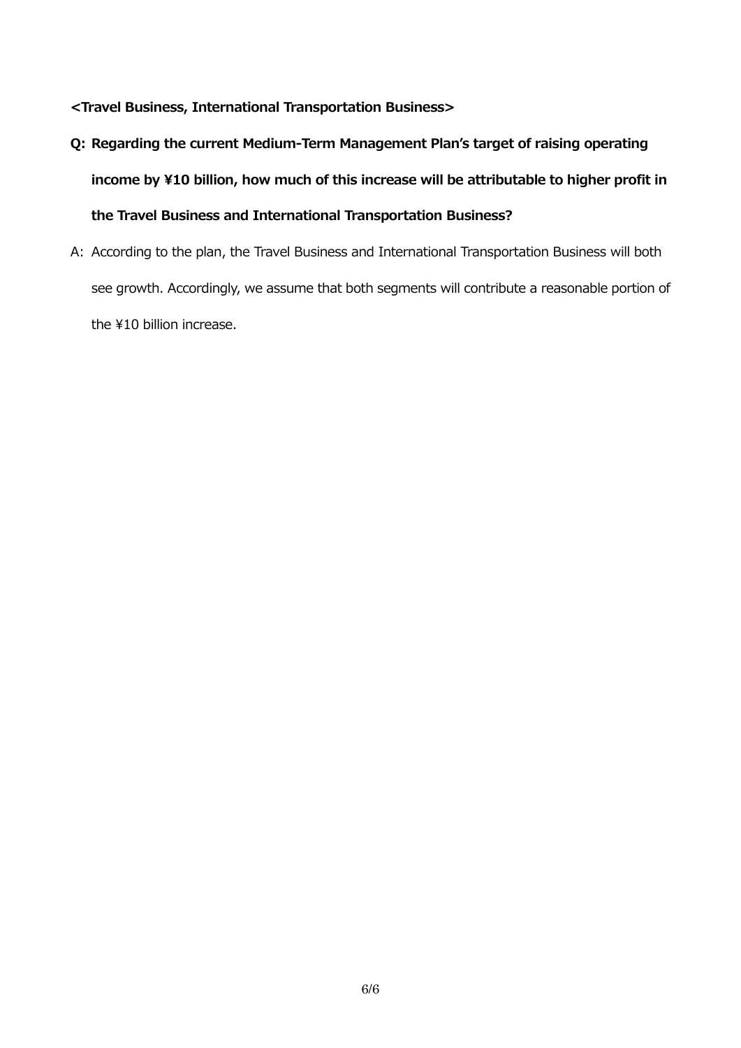**<Travel Business, International Transportation Business>**

**Q: Regarding the current Medium-Term Management Plan's target of raising operating income by ¥10 billion, how much of this increase will be attributable to higher profit in the Travel Business and International Transportation Business?**

A: According to the plan, the Travel Business and International Transportation Business will both see growth. Accordingly, we assume that both segments will contribute a reasonable portion of the ¥10 billion increase.